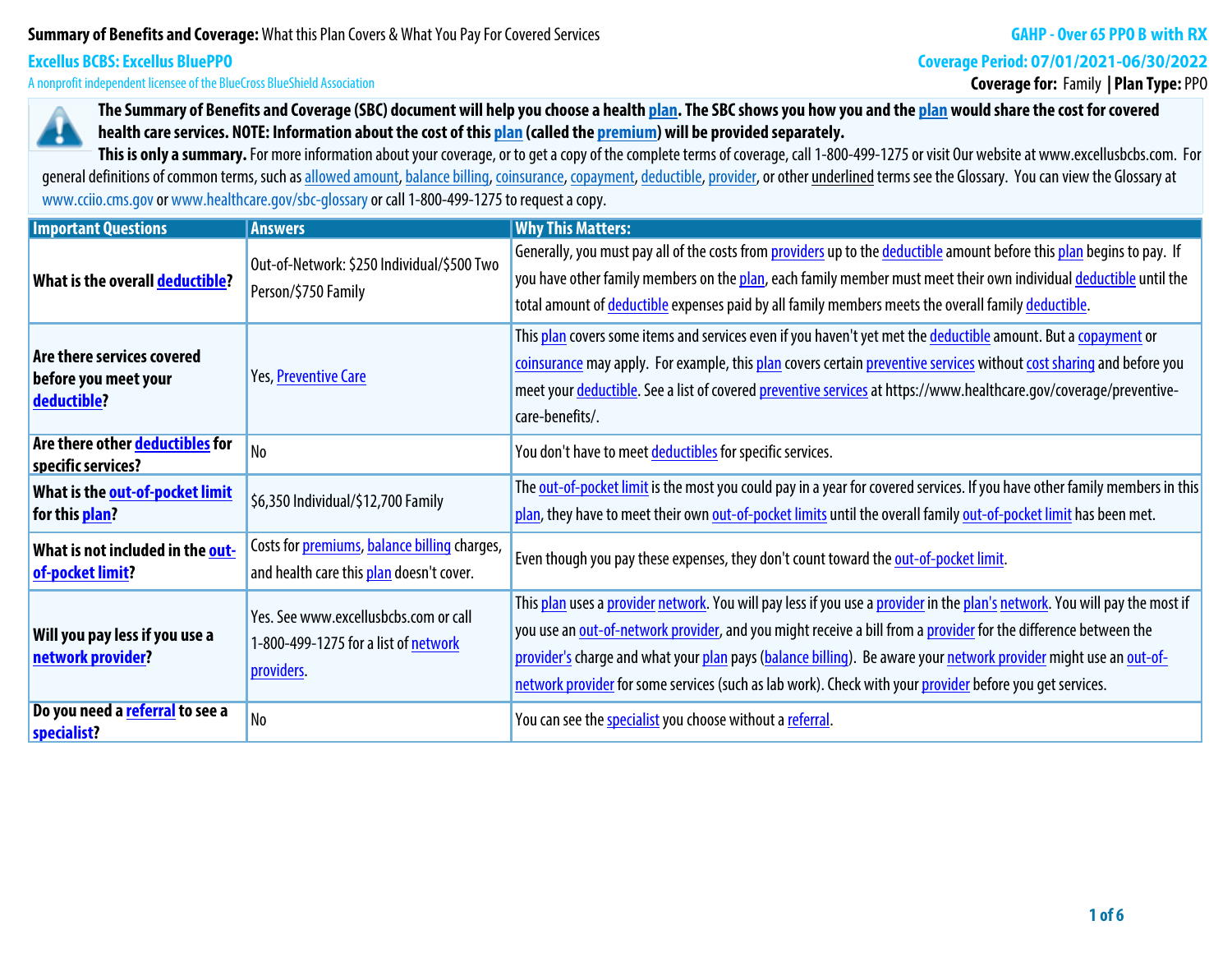**Summary of Benefits and Coverage:** What this Plan Covers & What You Pay For Covered Services

**GAHP - Over 65 PPO B with RX**

**Excellus BCBS: Excellus BluePPO**

A nonprofit independent licensee of the BlueCross BlueShield Association

**Coverage Period: 07/01/2021-06/30/2022**

**Coverage for:** Family | **Plan Type:** PPO

**The Summary of Benefits and Coverage (SBC) document will help you choose a health plan. The SBC shows you how you and the plan would share the cost for covered health care services. NOTE: Information about the cost of this plan (called the premium) will be provided separately.**

**This is only a summary.** For more information about your coverage, or to get a copy of the complete terms of coverage, call 1-800-499-1275 or visit Our website at www.excellusbcbs.com. For general definitions of common terms, such as allowed amount, balance billing, coinsurance, copayment, deductible, provider, or other underlined terms see the Glossary. You can view the Glossary at www.cciio.cms.gov or www.healthcare.gov/sbc-glossary or call 1-800-499-1275 to request a copy.

| Important Questions | Answers | Why This Matters: |
|---|---|---|
| **What is the overall deductible?** | Out-of-Network: $250 Individual/$500 Two Person/$750 Family | Generally, you must pay all of the costs from providers up to the deductible amount before this plan begins to pay. If you have other family members on the plan, each family member must meet their own individual deductible until the total amount of deductible expenses paid by all family members meets the overall family deductible. |
| **Are there services covered before you meet your deductible?** | Yes, Preventive Care | This plan covers some items and services even if you haven't yet met the deductible amount. But a copayment or coinsurance may apply. For example, this plan covers certain preventive services without cost sharing and before you meet your deductible. See a list of covered preventive services at https://www.healthcare.gov/coverage/preventive-care-benefits/. |
| **Are there other deductibles for specific services?** | No | You don't have to meet deductibles for specific services. |
| **What is the out-of-pocket limit for this plan?** | $6,350 Individual/$12,700 Family | The out-of-pocket limit is the most you could pay in a year for covered services. If you have other family members in this plan, they have to meet their own out-of-pocket limits until the overall family out-of-pocket limit has been met. |
| **What is not included in the out-of-pocket limit?** | Costs for premiums, balance billing charges, and health care this plan doesn't cover. | Even though you pay these expenses, they don't count toward the out-of-pocket limit. |
| **Will you pay less if you use a network provider?** | Yes. See www.excellusbcbs.com or call 1-800-499-1275 for a list of network providers. | This plan uses a provider network. You will pay less if you use a provider in the plan's network. You will pay the most if you use an out-of-network provider, and you might receive a bill from a provider for the difference between the provider's charge and what your plan pays (balance billing). Be aware your network provider might use an out-of-network provider for some services (such as lab work). Check with your provider before you get services. |
| **Do you need a referral to see a specialist?** | No | You can see the specialist you choose without a referral. |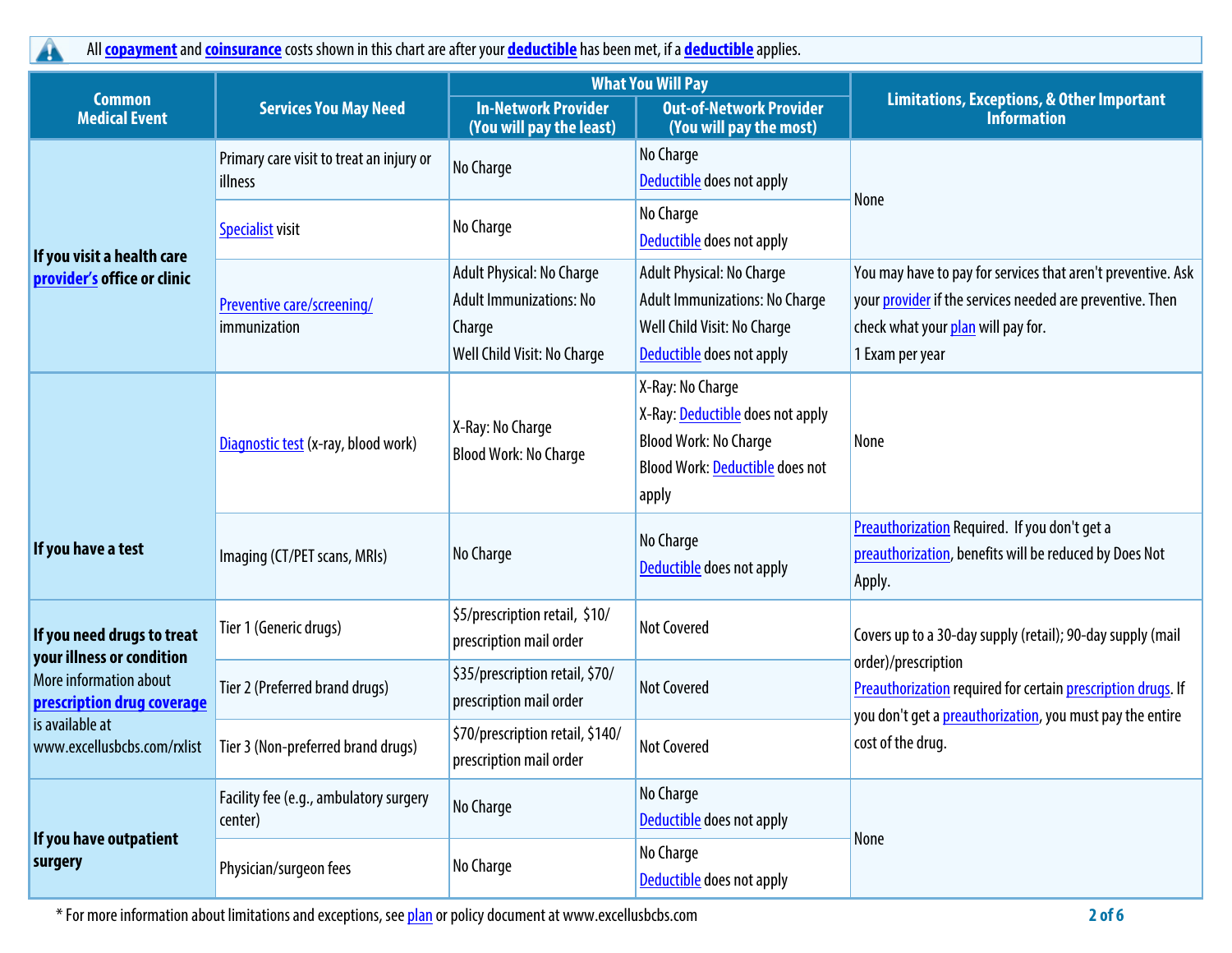All **copayment** and **coinsurance** costs shown in this chart are after your **deductible** has been met, if a **deductible** applies.

| Common Medical Event | Services You May Need | What You Will Pay | | Limitations, Exceptions, & Other Important Information |
|---|---|---|---|---|
| | | In-Network Provider (You will pay the least) | Out-of-Network Provider (You will pay the most) | |
| **If you visit a health care provider's office or clinic** | Primary care visit to treat an injury or illness | No Charge | No Charge<br>Deductible does not apply | None |
| | Specialist visit | No Charge | No Charge<br>Deductible does not apply | |
| | Preventive care/screening/ immunization | Adult Physical: No Charge<br>Adult Immunizations: No Charge<br>Well Child Visit: No Charge | Adult Physical: No Charge<br>Adult Immunizations: No Charge<br>Well Child Visit: No Charge<br>Deductible does not apply | You may have to pay for services that aren't preventive. Ask your provider if the services needed are preventive. Then check what your plan will pay for.<br>1 Exam per year |
| **If you have a test** | Diagnostic test (x-ray, blood work) | X-Ray: No Charge<br>Blood Work: No Charge | X-Ray: No Charge<br>X-Ray: Deductible does not apply<br>Blood Work: No Charge<br>Blood Work: Deductible does not apply | None |
| | Imaging (CT/PET scans, MRIs) | No Charge | No Charge<br>Deductible does not apply | Preauthorization Required. If you don't get a preauthorization, benefits will be reduced by Does Not Apply. |
| **If you need drugs to treat your illness or condition**<br>More information about **prescription drug coverage** is available at www.excellusbcbs.com/rxlist | Tier 1 (Generic drugs) | $5/prescription retail, $10/ prescription mail order | Not Covered | Covers up to a 30-day supply (retail); 90-day supply (mail order)/prescription<br>Preauthorization required for certain prescription drugs. If you don't get a preauthorization, you must pay the entire cost of the drug. |
| | Tier 2 (Preferred brand drugs) | $35/prescription retail, $70/ prescription mail order | Not Covered | |
| | Tier 3 (Non-preferred brand drugs) | $70/prescription retail, $140/ prescription mail order | Not Covered | |
| **If you have outpatient surgery** | Facility fee (e.g., ambulatory surgery center) | No Charge | No Charge<br>Deductible does not apply | None |
| | Physician/surgeon fees | No Charge | No Charge<br>Deductible does not apply | |

* For more information about limitations and exceptions, see plan or policy document at www.excellusbcbs.com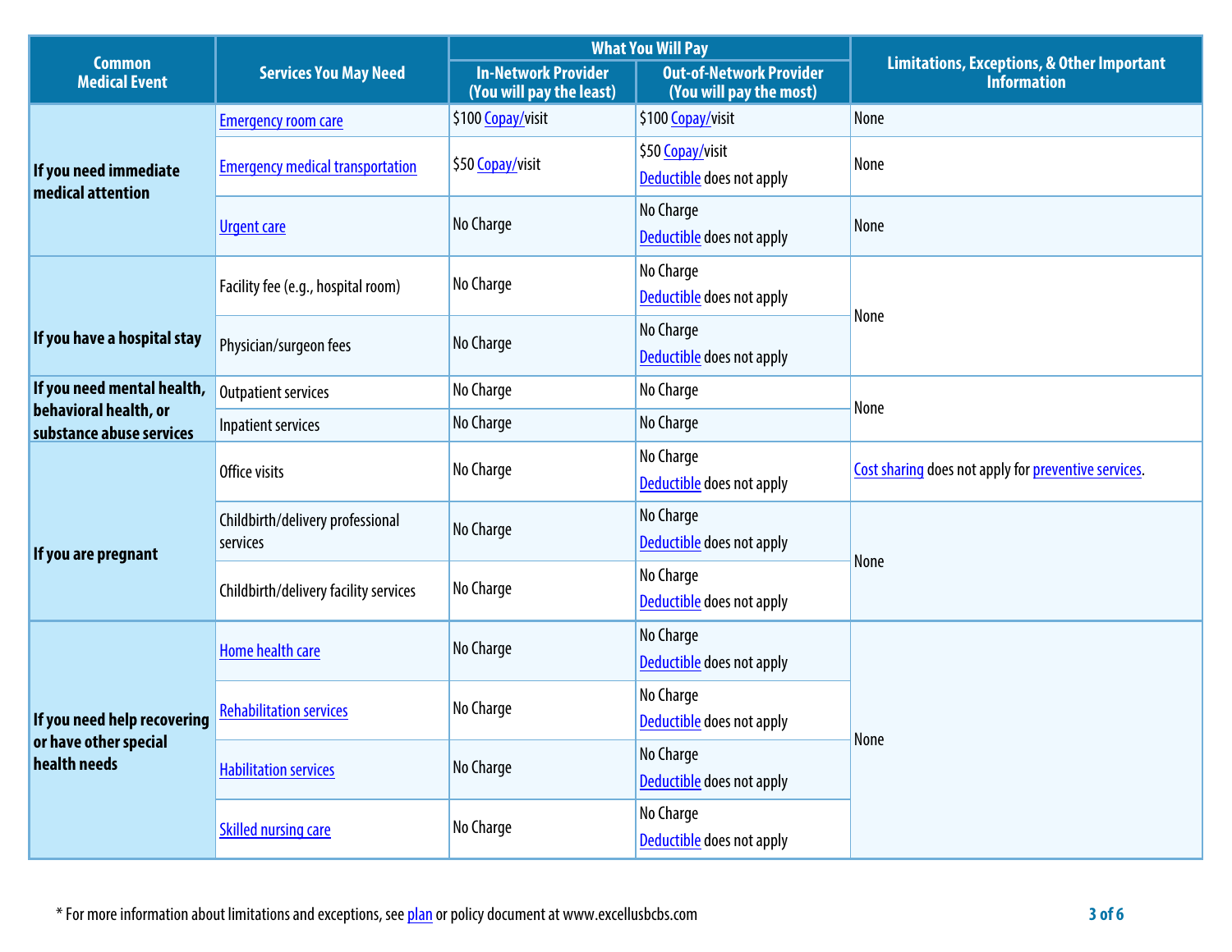| Common Medical Event | Services You May Need | What You Will Pay | | Limitations, Exceptions, & Other Important Information |
|---|---|---|---|---|
| | | In-Network Provider (You will pay the least) | Out-of-Network Provider (You will pay the most) | |
| If you need immediate medical attention | Emergency room care | $100 Copay/visit | $100 Copay/visit | None |
| | Emergency medical transportation | $50 Copay/visit | $50 Copay/visit Deductible does not apply | None |
| | Urgent care | No Charge | No Charge Deductible does not apply | None |
| If you have a hospital stay | Facility fee (e.g., hospital room) | No Charge | No Charge Deductible does not apply | None |
| | Physician/surgeon fees | No Charge | No Charge Deductible does not apply | |
| If you need mental health, behavioral health, or substance abuse services | Outpatient services | No Charge | No Charge | None |
| | Inpatient services | No Charge | No Charge | |
| If you are pregnant | Office visits | No Charge | No Charge Deductible does not apply | Cost sharing does not apply for preventive services. |
| | Childbirth/delivery professional services | No Charge | No Charge Deductible does not apply | None |
| | Childbirth/delivery facility services | No Charge | No Charge Deductible does not apply | |
| If you need help recovering or have other special health needs | Home health care | No Charge | No Charge Deductible does not apply | None |
| | Rehabilitation services | No Charge | No Charge Deductible does not apply | |
| | Habilitation services | No Charge | No Charge Deductible does not apply | |
| | Skilled nursing care | No Charge | No Charge Deductible does not apply | |

* For more information about limitations and exceptions, see plan or policy document at www.excellusbcbs.com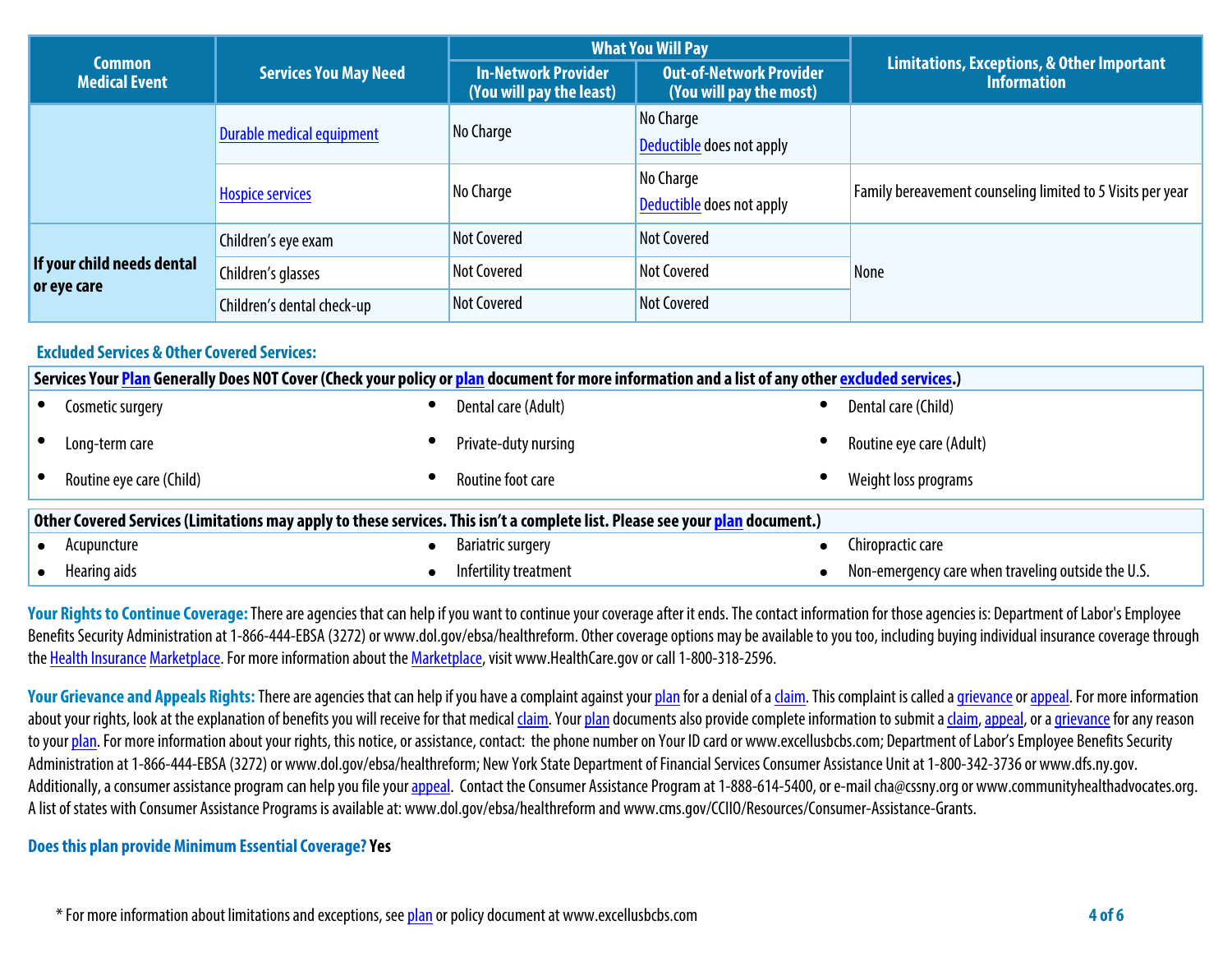| Common Medical Event | Services You May Need | What You Will Pay | | Limitations, Exceptions, & Other Important Information |
|---|---|---|---|---|
| | | In-Network Provider (You will pay the least) | Out-of-Network Provider (You will pay the most) | |
| | Durable medical equipment | No Charge | No Charge Deductible does not apply | |
| | Hospice services | No Charge | No Charge Deductible does not apply | Family bereavement counseling limited to 5 Visits per year |
| If your child needs dental or eye care | Children's eye exam | Not Covered | Not Covered | None |
| | Children's glasses | Not Covered | Not Covered | |
| | Children's dental check-up | Not Covered | Not Covered | |

## Excluded Services & Other Covered Services:

**Services Your Plan Generally Does NOT Cover (Check your policy or plan document for more information and a list of any other excluded services.)**

- Cosmetic surgery
- Dental care (Adult)
- Dental care (Child)
- Long-term care
- Private-duty nursing
- Routine eye care (Adult)
- Routine eye care (Child)
- Routine foot care
- Weight loss programs

**Other Covered Services (Limitations may apply to these services. This isn't a complete list. Please see your plan document.)**

- Acupuncture
- Bariatric surgery
- Chiropractic care
- Hearing aids
- Infertility treatment
- Non-emergency care when traveling outside the U.S.

**Your Rights to Continue Coverage:** There are agencies that can help if you want to continue your coverage after it ends. The contact information for those agencies is: Department of Labor's Employee Benefits Security Administration at 1-866-444-EBSA (3272) or www.dol.gov/ebsa/healthreform. Other coverage options may be available to you too, including buying individual insurance coverage through the Health Insurance Marketplace. For more information about the Marketplace, visit www.HealthCare.gov or call 1-800-318-2596.

**Your Grievance and Appeals Rights:** There are agencies that can help if you have a complaint against your plan for a denial of a claim. This complaint is called a grievance or appeal. For more information about your rights, look at the explanation of benefits you will receive for that medical claim. Your plan documents also provide complete information to submit a claim, appeal, or a grievance for any reason to your plan. For more information about your rights, this notice, or assistance, contact: the phone number on Your ID card or www.excellusbcbs.com; Department of Labor's Employee Benefits Security Administration at 1-866-444-EBSA (3272) or www.dol.gov/ebsa/healthreform; New York State Department of Financial Services Consumer Assistance Unit at 1-800-342-3736 or www.dfs.ny.gov. Additionally, a consumer assistance program can help you file your appeal. Contact the Consumer Assistance Program at 1-888-614-5400, or e-mail cha@cssny.org or www.communityhealthadvocates.org. A list of states with Consumer Assistance Programs is available at: www.dol.gov/ebsa/healthreform and www.cms.gov/CCIIO/Resources/Consumer-Assistance-Grants.

**Does this plan provide Minimum Essential Coverage? Yes**

* For more information about limitations and exceptions, see plan or policy document at www.excellusbcbs.com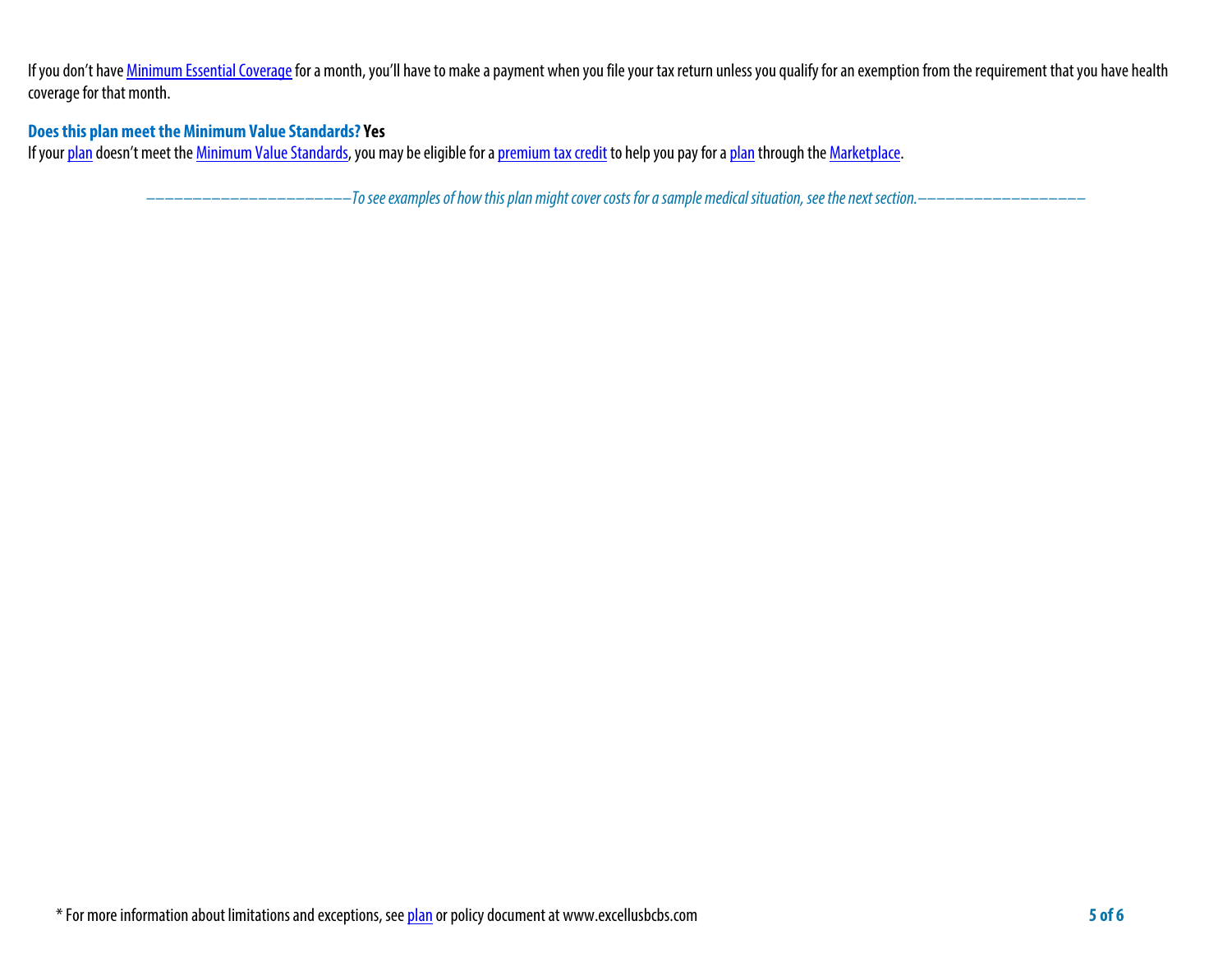If you don't have Minimum Essential Coverage for a month, you'll have to make a payment when you file your tax return unless you qualify for an exemption from the requirement that you have health coverage for that month.

**Does this plan meet the Minimum Value Standards? Yes**

If your plan doesn't meet the Minimum Value Standards, you may be eligible for a premium tax credit to help you pay for a plan through the Marketplace.

*––––––––––––––––––––––To see examples of how this plan might cover costs for a sample medical situation, see the next section.–––––––––––––––––––*

* For more information about limitations and exceptions, see plan or policy document at www.excellusbcbs.com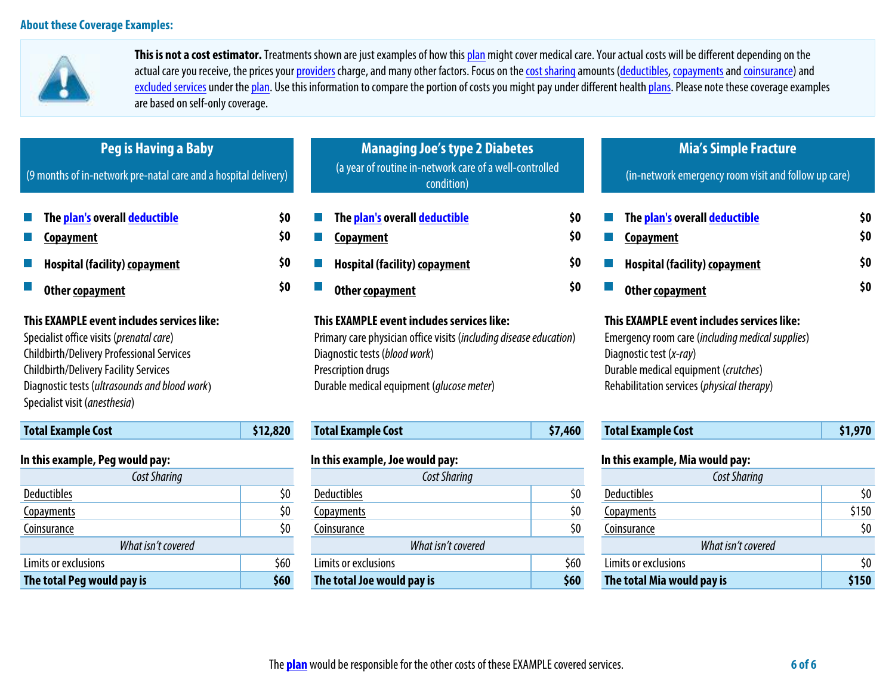## About these Coverage Examples:

**This is not a cost estimator.** Treatments shown are just examples of how this plan might cover medical care. Your actual costs will be different depending on the actual care you receive, the prices your providers charge, and many other factors. Focus on the cost sharing amounts (deductibles, copayments and coinsurance) and excluded services under the plan. Use this information to compare the portion of costs you might pay under different health plans. Please note these coverage examples are based on self-only coverage.

### Peg is Having a Baby

(9 months of in-network pre-natal care and a hospital delivery)

- **The plan's overall deductible** — **$0**
- **Copayment** — **$0**
- **Hospital (facility) copayment** — **$0**
- **Other copayment** — **$0**

**This EXAMPLE event includes services like:**
Specialist office visits (*prenatal care*)
Childbirth/Delivery Professional Services
Childbirth/Delivery Facility Services
Diagnostic tests (*ultrasounds and blood work*)
Specialist visit (*anesthesia*)

| **Total Example Cost** | **$12,820** |
|---|---|

**In this example, Peg would pay:**

| *Cost Sharing* | |
|---|---|
| Deductibles | $0 |
| Copayments | $0 |
| Coinsurance | $0 |
| *What isn't covered* | |
| Limits or exclusions | $60 |
| **The total Peg would pay is** | **$60** |

### Managing Joe's type 2 Diabetes

(a year of routine in-network care of a well-controlled condition)

- **The plan's overall deductible** — **$0**
- **Copayment** — **$0**
- **Hospital (facility) copayment** — **$0**
- **Other copayment** — **$0**

**This EXAMPLE event includes services like:**
Primary care physician office visits (*including disease education*)
Diagnostic tests (*blood work*)
Prescription drugs
Durable medical equipment (*glucose meter*)

| **Total Example Cost** | **$7,460** |
|---|---|

**In this example, Joe would pay:**

| *Cost Sharing* | |
|---|---|
| Deductibles | $0 |
| Copayments | $0 |
| Coinsurance | $0 |
| *What isn't covered* | |
| Limits or exclusions | $60 |
| **The total Joe would pay is** | **$60** |

### Mia's Simple Fracture

(in-network emergency room visit and follow up care)

- **The plan's overall deductible** — **$0**
- **Copayment** — **$0**
- **Hospital (facility) copayment** — **$0**
- **Other copayment** — **$0**

**This EXAMPLE event includes services like:**
Emergency room care (*including medical supplies*)
Diagnostic test (*x-ray*)
Durable medical equipment (*crutches*)
Rehabilitation services (*physical therapy*)

| **Total Example Cost** | **$1,970** |
|---|---|

**In this example, Mia would pay:**

| *Cost Sharing* | |
|---|---|
| Deductibles | $0 |
| Copayments | $150 |
| Coinsurance | $0 |
| *What isn't covered* | |
| Limits or exclusions | $0 |
| **The total Mia would pay is** | **$150** |

The plan would be responsible for the other costs of these EXAMPLE covered services.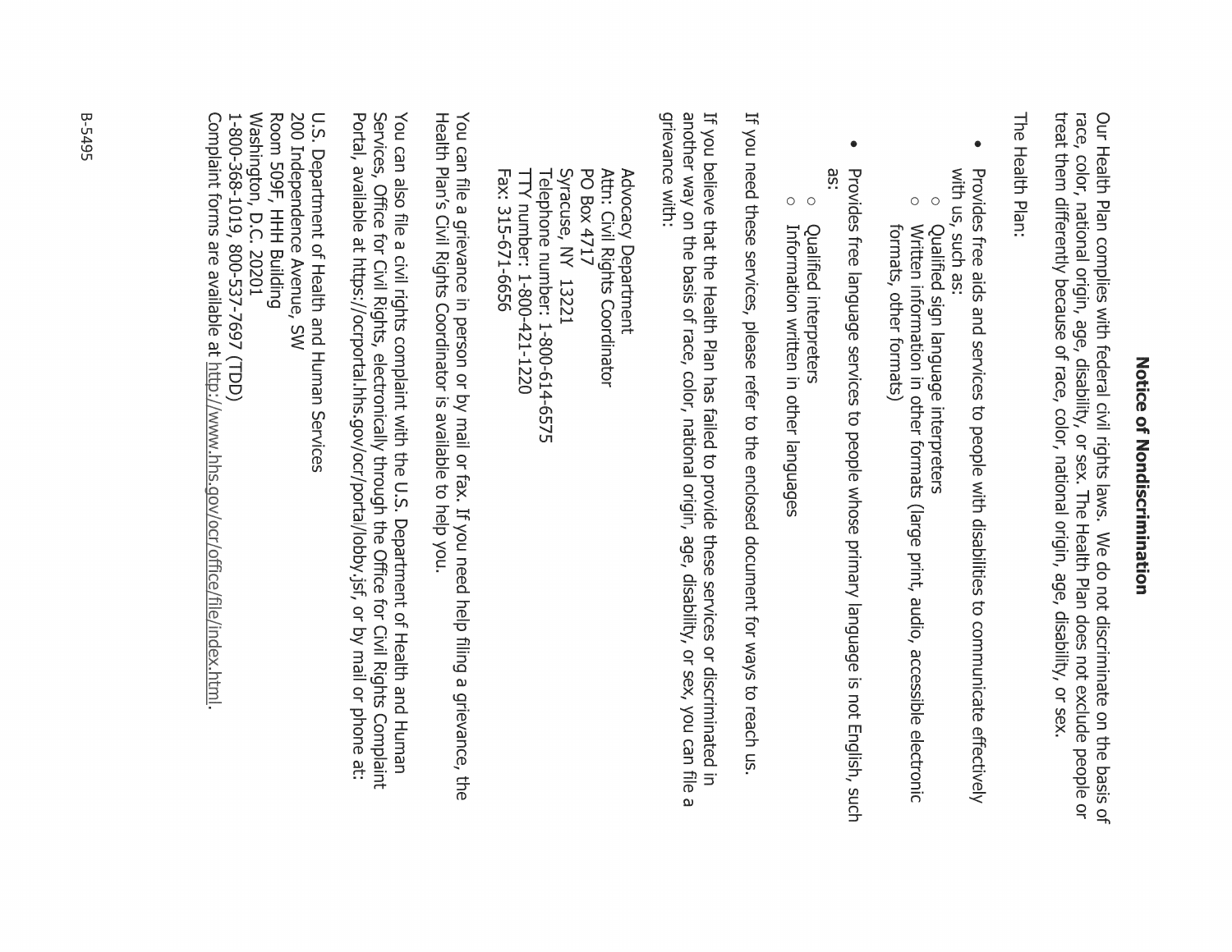# Notice of Nondiscrimination

Our Health Plan complies with federal civil rights laws. We do not discriminate on the basis of race, color, national origin, age, disability, or sex. The Health Plan does not exclude people or treat them differently because of race, color, national origin, age, disability, or sex.

The Health Plan:

- Provides free aids and services to people with disabilities to communicate effectively with us, such as:
  - Qualified sign language interpreters
  - Written information in other formats (large print, audio, accessible electronic formats, other formats)
- Provides free language services to people whose primary language is not English, such as:
  - Qualified interpreters
  - Information written in other languages

If you need these services, please refer to the enclosed document for ways to reach us.

If you believe that the Health Plan has failed to provide these services or discriminated in another way on the basis of race, color, national origin, age, disability, or sex, you can file a grievance with:

Advocacy Department
Attn: Civil Rights Coordinator
PO Box 4717
Syracuse, NY 13221
Telephone number: 1-800-614-6575
TTY number: 1-800-421-1220
Fax: 315-671-6656

You can file a grievance in person or by mail or fax. If you need help filing a grievance, the Health Plan's Civil Rights Coordinator is available to help you.

You can also file a civil rights complaint with the U.S. Department of Health and Human Services, Office for Civil Rights, electronically through the Office for Civil Rights Complaint Portal, available at https://ocrportal.hhs.gov/ocr/portal/lobby.jsf, or by mail or phone at:

U.S. Department of Health and Human Services
200 Independence Avenue, SW
Room 509F, HHH Building
Washington, D.C. 20201
1-800-368-1019, 800-537-7697 (TDD)
Complaint forms are available at http://www.hhs.gov/ocr/office/file/index.html.

B-5495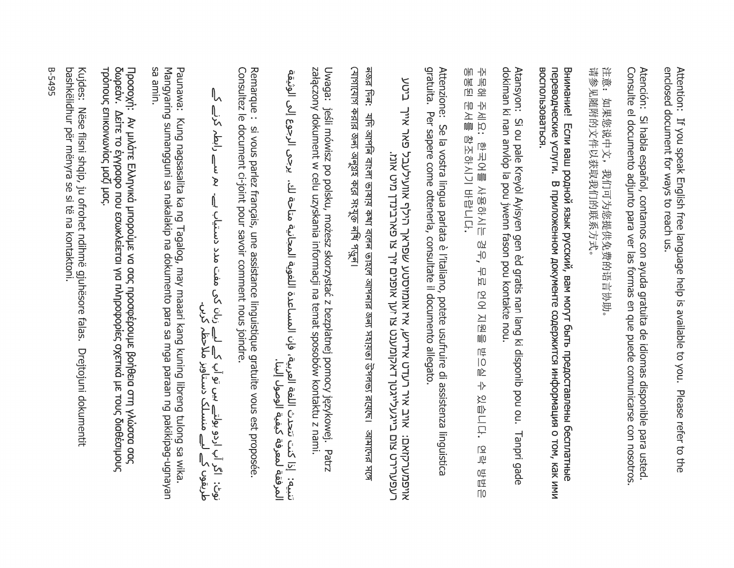Attention: If you speak English free language help is available to you. Please refer to the enclosed document for ways to reach us.

Atención: Si habla español, contamos con ayuda gratuita de idiomas disponible para usted. Consulte el documento adjunto para ver las formas en que puede comunicarse con nosotros.

注意：如果您说中文，我们可为您提供免费的语言协助。请参见随附的文件以获取我们的联系方式。

**Внимание! Если ваш родной язык русский, вам могут быть предоставлены бесплатные переводческие услуги. В приложенном документе содержится информация о том, как ими воспользоваться.**

Atansyon: Si ou pale Kreyòl Ayisyen gen èd gratis nan lang ki disponib pou ou. Tanpri gade dokiman ki nan anvlòp la pou jwenn fason pou kontakte nou.

주목해 주세요: 한국어를 사용하시는 경우, 무료 언어 지원을 받으실 수 있습니다. 연락 방법은 동봉된 문서를 참조하시기 바랍니다.

Attenzione: Se la vostra lingua parlata è l'italiano, potete usufruire di assistenza linguistica gratuita. Per sapere come ottenerla, consultate il documento allegato.

אויפמערקזאם: אויב איר רעדט אידיש, איז אומזיסטע שפראך הילף אוועילעבל פאר אייך. ביטע זעהט דעם בייגעלייגטן דאקומענט צו געפינען אויף וועלכע וועגן איר קענט זיך פארבינדן מיט אונז.

মনোযোগ দিন: যদি আপনি বাংলা ভাষায় কথা বলেন তাহলে আপনার জন্য বিনামূল্যে ভাষা সহায়তা উপলব্ধ রয়েছে। আমাদের সঙ্গে যোগাযোগ করার জন্য অনুগ্রহ করে সংযুক্ত নথি দেখুন।

Uwaga: jeśli mówisz po polsku, możesz skorzystać z bezpłatnej pomocy językowej. Patrz załączony dokument w celu uzyskania informacji na temat sposobów kontaktu z nami.

تنبيه: إذا كنت تتحدث اللغة العربية، فإن المساعدة اللغوية المجانية متاحة لك. يرجى الرجوع إلى الوثيقة المرفقة لمعرفة كيفية الوصول إلينا.

Remarque : si vous parlez français, une assistance linguistique gratuite vous est proposée. Consultez le document ci-joint pour savoir comment nous joindre.

نوٹ: اگر آپ اردو بولتے ہیں تو آپ کے لیے زبان کی مفت مدد دستیاب ہے۔ ہم سے رابطہ کرنے کے طریقوں کے لیے منسلک دستاویز ملاحظہ کریں۔

Paunawa: Kung nagsasalita ka ng Tagalog, may maaari kang kuning libreng tulong sa wika. Mangyaring sumangguni sa nakalakip na dokumento para sa mga paraan ng pakikipag-ugnayan sa amin.

**Προσοχή:** Αν μιλάτε Ελληνικά μπορούμε να σας προσφέρουμε βοήθεια στη γλώσσα σας δωρεάν. Δείτε το έγγραφο που εσωκλείεται για πληροφορίες σχετικά με τους διαθέσιμους τρόπους επικοινωνίας μαζί μας.

Kujdes: Nëse flisni shqip, ju ofrohet ndihmë gjuhësore falas. Drejtojuni dokumentit bashkëlidhur për mënyra se si të na kontaktoni.

B-5495